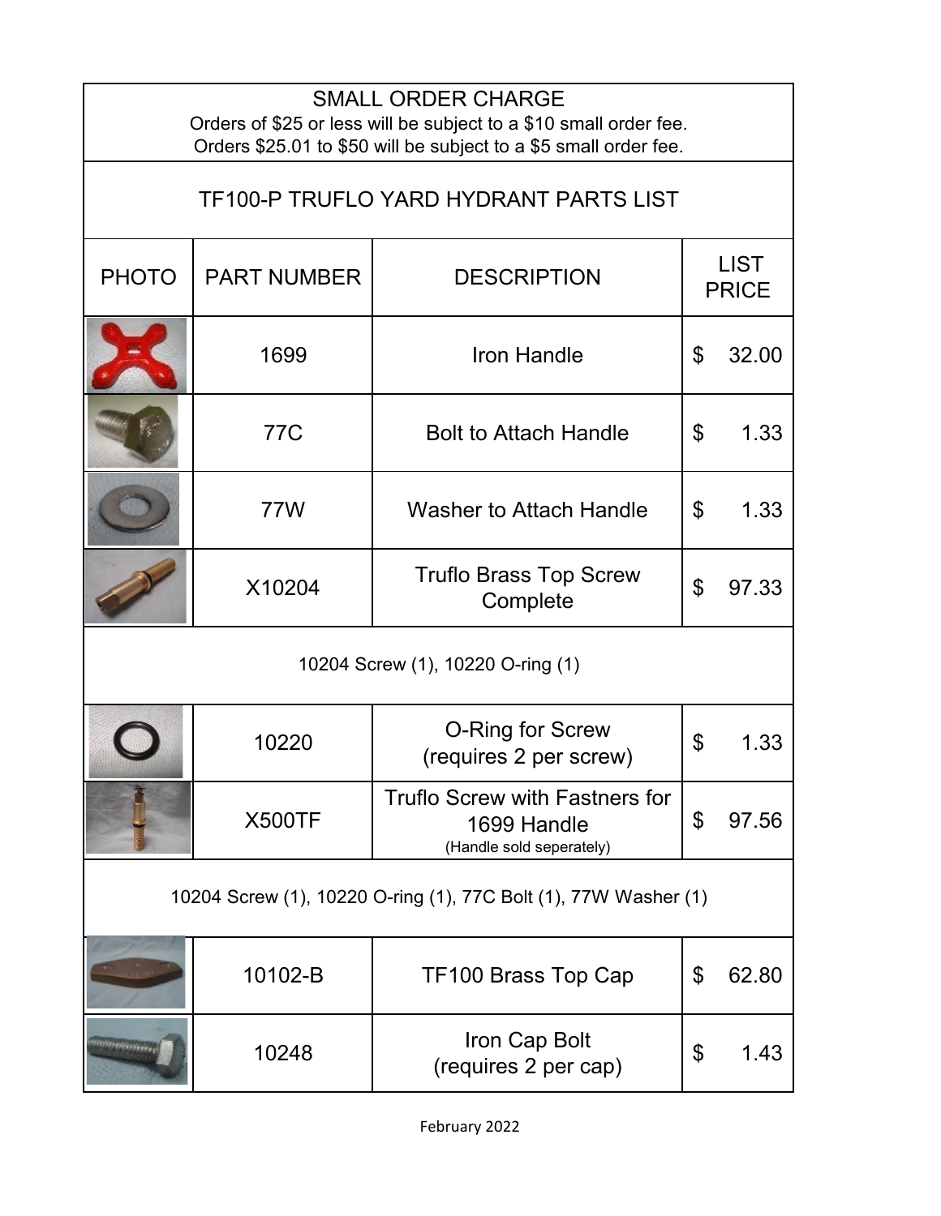## SMALL ORDER CHARGE

Orders of $25 or less will be subject to a $10 small order fee.
Orders $25.01 to $50 will be subject to a $5 small order fee.

## TF100-P TRUFLO YARD HYDRANT PARTS LIST

| PHOTO | PART NUMBER | DESCRIPTION | LIST PRICE |
|---|---|---|---|
| | 1699 | Iron Handle | $ 32.00 |
| | 77C | Bolt to Attach Handle | $ 1.33 |
| | 77W | Washer to Attach Handle | $ 1.33 |
| | X10204 | Truflo Brass Top Screw Complete | $ 97.33 |
| 10204 Screw (1), 10220 O-ring (1) | | | |
| | 10220 | O-Ring for Screw (requires 2 per screw) | $ 1.33 |
| | X500TF | Truflo Screw with Fastners for 1699 Handle (Handle sold seperately) | $ 97.56 |
| 10204 Screw (1), 10220 O-ring (1), 77C Bolt (1), 77W Washer (1) | | | |
| | 10102-B | TF100 Brass Top Cap | $ 62.80 |
| | 10248 | Iron Cap Bolt (requires 2 per cap) | $ 1.43 |

February 2022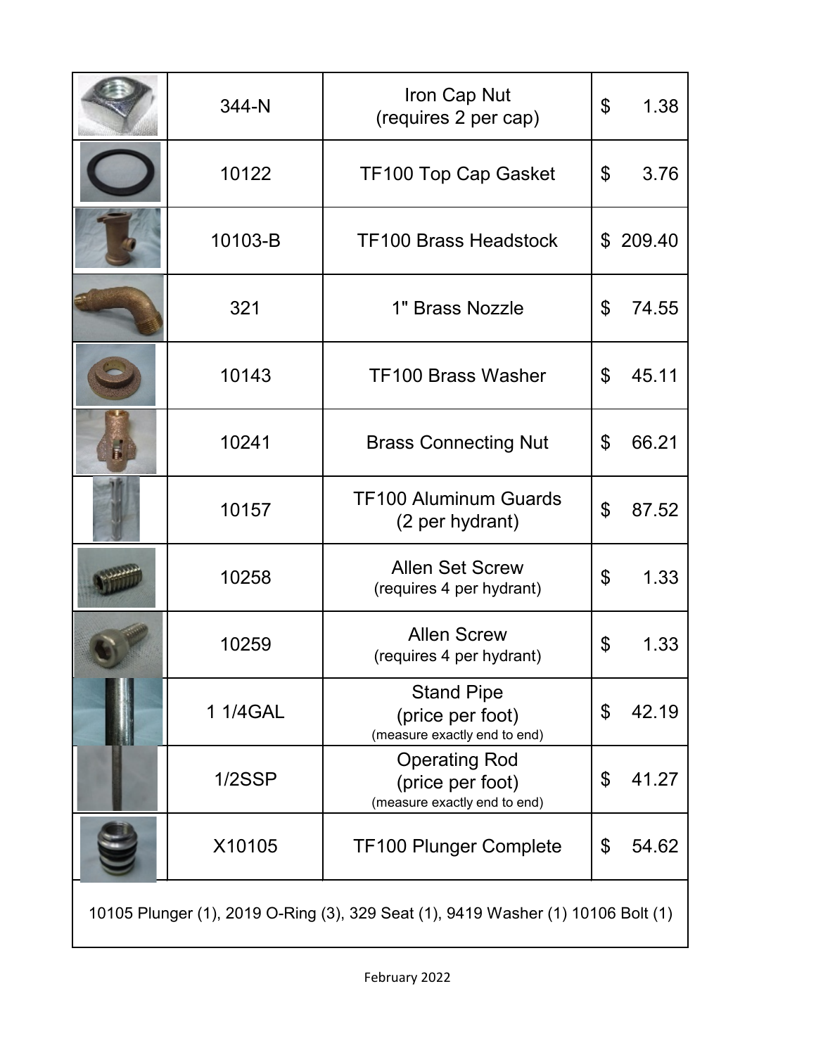| | | | |
|---|---|---|---|
| | 344-N | Iron Cap Nut (requires 2 per cap) | $ 1.38 |
| | 10122 | TF100 Top Cap Gasket | $ 3.76 |
| | 10103-B | TF100 Brass Headstock | $ 209.40 |
| | 321 | 1" Brass Nozzle | $ 74.55 |
| | 10143 | TF100 Brass Washer | $ 45.11 |
| | 10241 | Brass Connecting Nut | $ 66.21 |
| | 10157 | TF100 Aluminum Guards (2 per hydrant) | $ 87.52 |
| | 10258 | Allen Set Screw (requires 4 per hydrant) | $ 1.33 |
| | 10259 | Allen Screw (requires 4 per hydrant) | $ 1.33 |
| | 1 1/4GAL | Stand Pipe (price per foot) (measure exactly end to end) | $ 42.19 |
| | 1/2SSP | Operating Rod (price per foot) (measure exactly end to end) | $ 41.27 |
| | X10105 | TF100 Plunger Complete | $ 54.62 |
| 10105 Plunger (1), 2019 O-Ring (3), 329 Seat (1), 9419 Washer (1) 10106 Bolt (1) | | | |

February 2022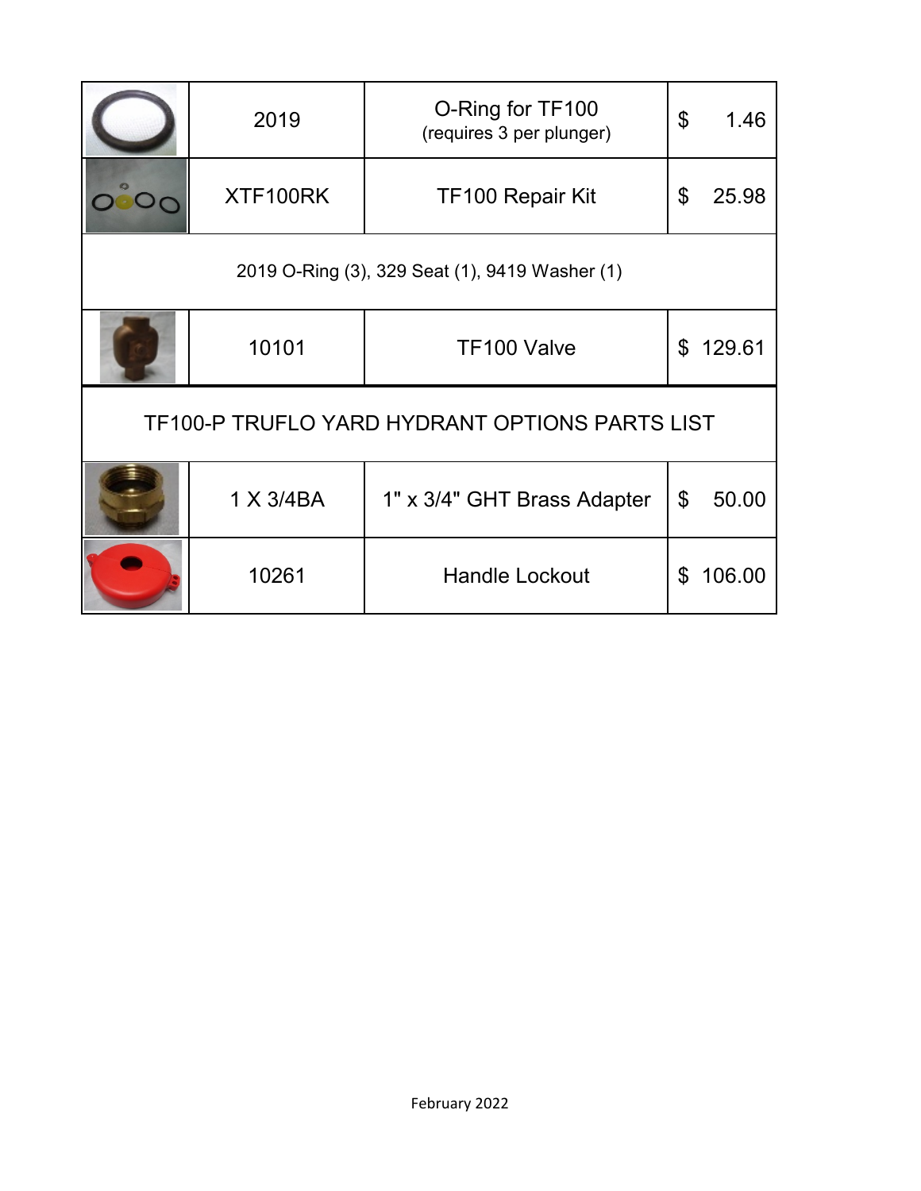| | | | |
|---|---|---|---|
| | 2019 | O-Ring for TF100 (requires 3 per plunger) | $ 1.46 |
| | XTF100RK | TF100 Repair Kit | $ 25.98 |
| 2019 O-Ring (3), 329 Seat (1), 9419 Washer (1) | | | |
| | 10101 | TF100 Valve | $ 129.61 |

TF100-P TRUFLO YARD HYDRANT OPTIONS PARTS LIST

| | | | |
|---|---|---|---|
| | 1 X 3/4BA | 1" x 3/4" GHT Brass Adapter | $ 50.00 |
| | 10261 | Handle Lockout | $ 106.00 |

February 2022